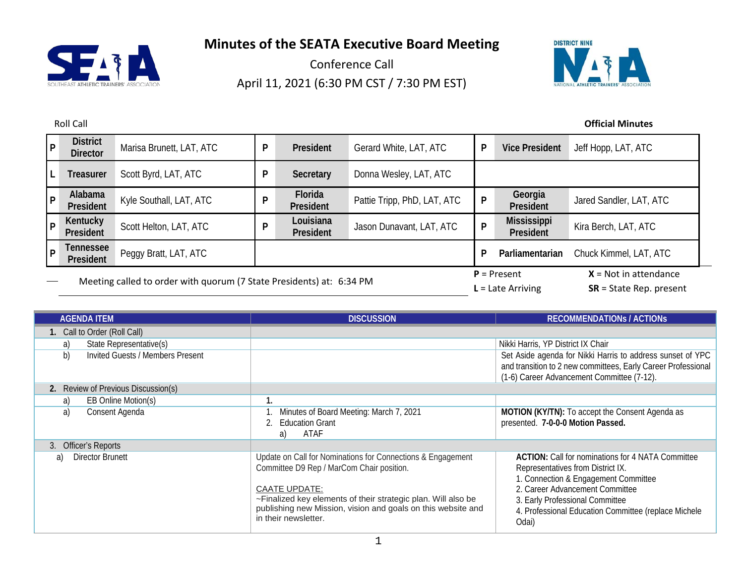# Minutes of the SEATA Executive Board Meeting

Conference Call

April 11, 2021 (6:30 PM CST / 7:30 PM EST)

Roll Call

**Official Minutes**

| | | | | | | | | |
|---|---|---|---|---|---|---|---|---|
| P | **District Director** | Marisa Brunett, LAT, ATC | P | **President** | Gerard White, LAT, ATC | P | **Vice President** | Jeff Hopp, LAT, ATC |
| L | **Treasurer** | Scott Byrd, LAT, ATC | P | **Secretary** | Donna Wesley, LAT, ATC | | | |
| P | **Alabama President** | Kyle Southall, LAT, ATC | P | **Florida President** | Pattie Tripp, PhD, LAT, ATC | P | **Georgia President** | Jared Sandler, LAT, ATC |
| P | **Kentucky President** | Scott Helton, LAT, ATC | P | **Louisiana President** | Jason Dunavant, LAT, ATC | P | **Mississippi President** | Kira Berch, LAT, ATC |
| P | **Tennessee President** | Peggy Bratt, LAT, ATC | | | | P | **Parliamentarian** | Chuck Kimmel, LAT, ATC |

Meeting called to order with quorum (7 State Presidents) at: 6:34 PM

**P** = Present **X** = Not in attendance
**L** = Late Arriving **SR** = State Rep. present

| AGENDA ITEM | DISCUSSION | RECOMMENDATIONs / ACTIONs |
|---|---|---|
| **1.** Call to Order (Roll Call) | | |
| a) State Representative(s) | | Nikki Harris, YP District IX Chair |
| b) Invited Guests / Members Present | | Set Aside agenda for Nikki Harris to address sunset of YPC and transition to 2 new committees, Early Career Professional (1-6) Career Advancement Committee (7-12). |
| **2.** Review of Previous Discussion(s) | | |
| a) EB Online Motion(s) | **1.** | |
| a) Consent Agenda | 1. Minutes of Board Meeting: March 7, 2021<br>2. Education Grant<br>a) ATAF | **MOTION (KY/TN):** To accept the Consent Agenda as presented. **7-0-0-0 Motion Passed.** |
| 3. Officer's Reports | | |
| a) Director Brunett | Update on Call for Nominations for Connections & Engagement Committee D9 Rep / MarCom Chair position.<br><br>CAATE UPDATE:<br>~Finalized key elements of their strategic plan. Will also be publishing new Mission, vision and goals on this website and in their newsletter. | **ACTION:** Call for nominations for 4 NATA Committee Representatives from District IX.<br>1. Connection & Engagement Committee<br>2. Career Advancement Committee<br>3. Early Professional Committee<br>4. Professional Education Committee (replace Michele Odai) |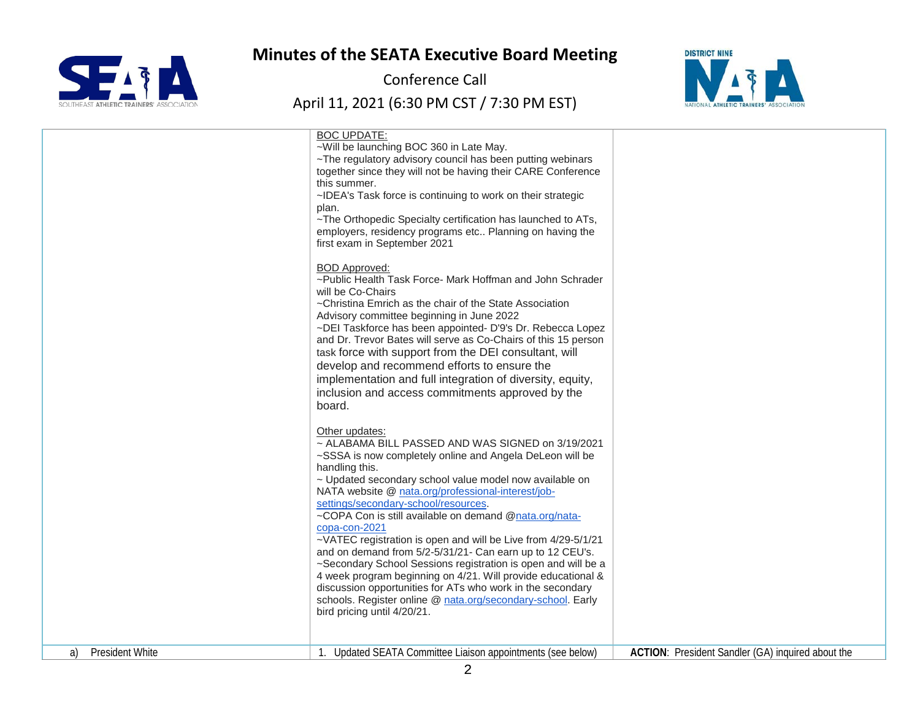# Minutes of the SEATA Executive Board Meeting

Conference Call

April 11, 2021 (6:30 PM CST / 7:30 PM EST)

| | | |
|---|---|---|
| | BOC UPDATE:<br>~Will be launching BOC 360 in Late May.<br>~The regulatory advisory council has been putting webinars together since they will not be having their CARE Conference this summer.<br>~IDEA's Task force is continuing to work on their strategic plan.<br>~The Orthopedic Specialty certification has launched to ATs, employers, residency programs etc.. Planning on having the first exam in September 2021<br><br>BOD Approved:<br>~Public Health Task Force- Mark Hoffman and John Schrader will be Co-Chairs<br>~Christina Emrich as the chair of the State Association Advisory committee beginning in June 2022<br>~DEI Taskforce has been appointed- D'9's Dr. Rebecca Lopez and Dr. Trevor Bates will serve as Co-Chairs of this 15 person task force with support from the DEI consultant, will develop and recommend efforts to ensure the implementation and full integration of diversity, equity, inclusion and access commitments approved by the board.<br><br>Other updates:<br>~ ALABAMA BILL PASSED AND WAS SIGNED on 3/19/2021<br>~SSSA is now completely online and Angela DeLeon will be handling this.<br>~ Updated secondary school value model now available on NATA website @ nata.org/professional-interest/job-settings/secondary-school/resources.<br>~COPA Con is still available on demand @nata.org/nata-copa-con-2021<br>~VATEC registration is open and will be Live from 4/29-5/1/21 and on demand from 5/2-5/31/21- Can earn up to 12 CEU's.<br>~Secondary School Sessions registration is open and will be a 4 week program beginning on 4/21. Will provide educational & discussion opportunities for ATs who work in the secondary schools. Register online @ nata.org/secondary-school. Early bird pricing until 4/20/21. | |
| a) President White | 1. Updated SEATA Committee Liaison appointments (see below) | **ACTION**: President Sandler (GA) inquired about the |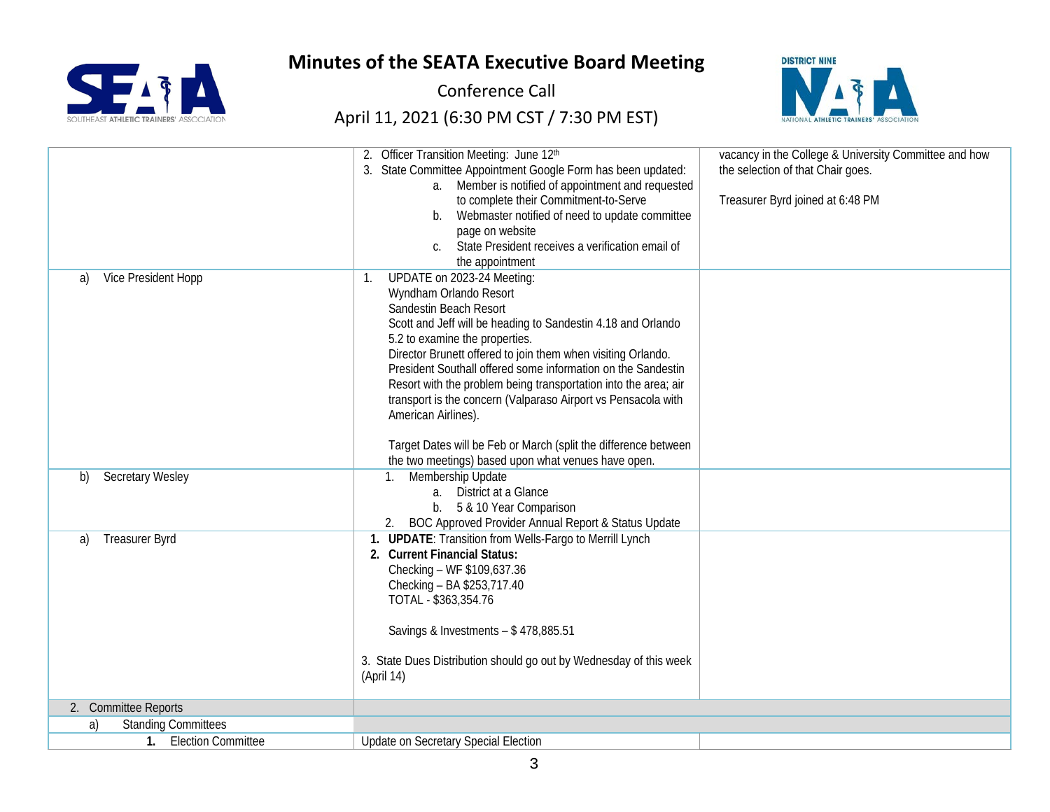# Minutes of the SEATA Executive Board Meeting

Conference Call

April 11, 2021 (6:30 PM CST / 7:30 PM EST)

| | | |
|---|---|---|
| | 2. Officer Transition Meeting: June 12th<br>3. State Committee Appointment Google Form has been updated:<br>a. Member is notified of appointment and requested to complete their Commitment-to-Serve<br>b. Webmaster notified of need to update committee page on website<br>c. State President receives a verification email of the appointment | vacancy in the College & University Committee and how the selection of that Chair goes.<br><br>Treasurer Byrd joined at 6:48 PM |
| a) Vice President Hopp | 1. UPDATE on 2023-24 Meeting:<br>Wyndham Orlando Resort<br>Sandestin Beach Resort<br>Scott and Jeff will be heading to Sandestin 4.18 and Orlando 5.2 to examine the properties.<br>Director Brunett offered to join them when visiting Orlando. President Southall offered some information on the Sandestin Resort with the problem being transportation into the area; air transport is the concern (Valparaso Airport vs Pensacola with American Airlines).<br><br>Target Dates will be Feb or March (split the difference between the two meetings) based upon what venues have open. | |
| b) Secretary Wesley | 1. Membership Update<br>a. District at a Glance<br>b. 5 & 10 Year Comparison<br>2. BOC Approved Provider Annual Report & Status Update | |
| a) Treasurer Byrd | **1. UPDATE**: Transition from Wells-Fargo to Merrill Lynch<br>**2. Current Financial Status:**<br>Checking – WF $109,637.36<br>Checking – BA $253,717.40<br>TOTAL - $363,354.76<br><br>Savings & Investments – $ 478,885.51<br><br>3. State Dues Distribution should go out by Wednesday of this week (April 14) | |
| 2. Committee Reports | | |
| a) Standing Committees | | |
| **1.** Election Committee | Update on Secretary Special Election | |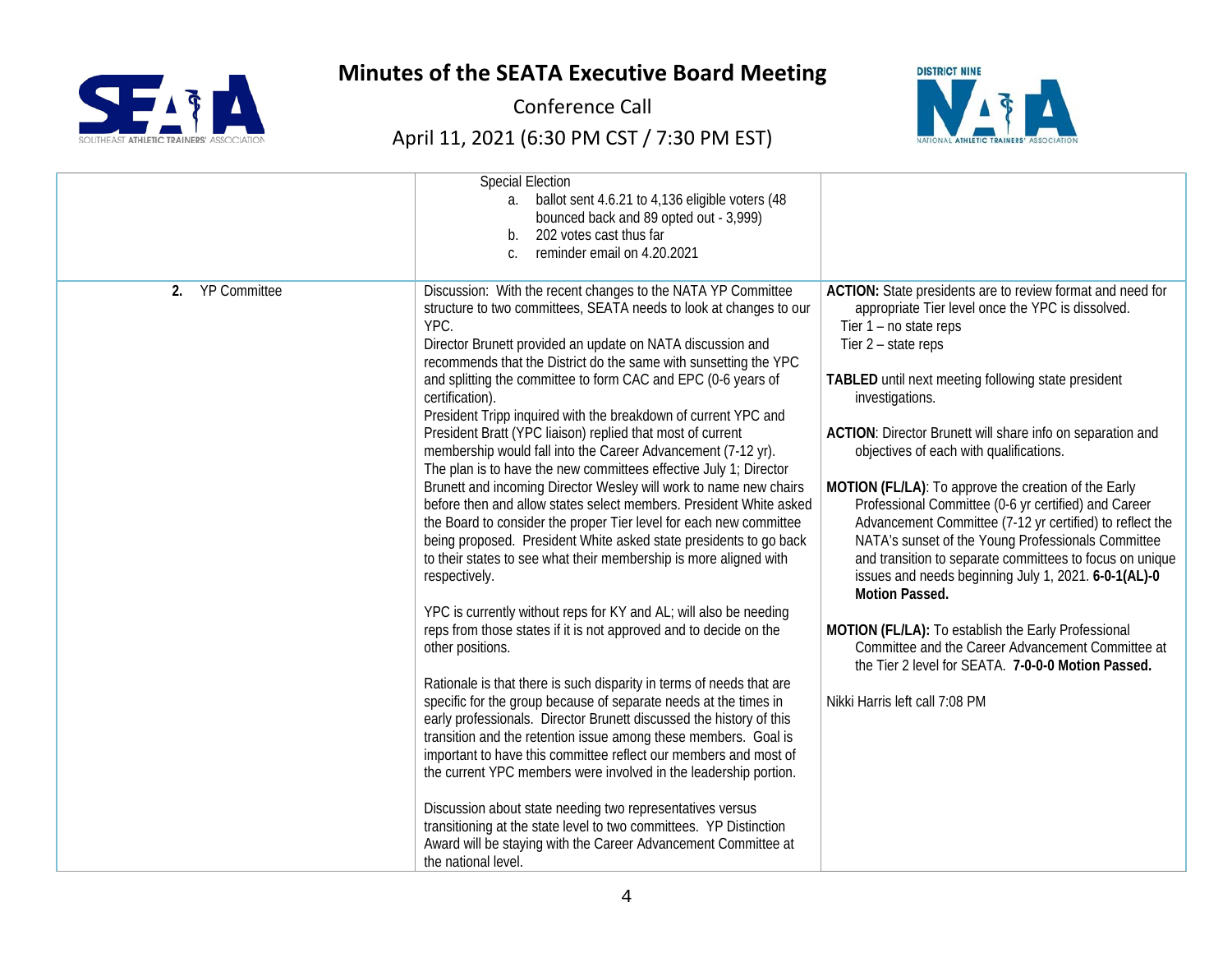# Minutes of the SEATA Executive Board Meeting

Conference Call

April 11, 2021 (6:30 PM CST / 7:30 PM EST)

| | | |
|---|---|---|
| | Special Election<br>a. ballot sent 4.6.21 to 4,136 eligible voters (48 bounced back and 89 opted out - 3,999)<br>b. 202 votes cast thus far<br>c. reminder email on 4.20.2021 | |
| **2.** YP Committee | Discussion: With the recent changes to the NATA YP Committee structure to two committees, SEATA needs to look at changes to our YPC.<br>Director Brunett provided an update on NATA discussion and recommends that the District do the same with sunsetting the YPC and splitting the committee to form CAC and EPC (0-6 years of certification).<br>President Tripp inquired with the breakdown of current YPC and President Bratt (YPC liaison) replied that most of current membership would fall into the Career Advancement (7-12 yr).<br>The plan is to have the new committees effective July 1; Director Brunett and incoming Director Wesley will work to name new chairs before then and allow states select members. President White asked the Board to consider the proper Tier level for each new committee being proposed. President White asked state presidents to go back to their states to see what their membership is more aligned with respectively.<br><br>YPC is currently without reps for KY and AL; will also be needing reps from those states if it is not approved and to decide on the other positions.<br><br>Rationale is that there is such disparity in terms of needs that are specific for the group because of separate needs at the times in early professionals. Director Brunett discussed the history of this transition and the retention issue among these members. Goal is important to have this committee reflect our members and most of the current YPC members were involved in the leadership portion.<br><br>Discussion about state needing two representatives versus transitioning at the state level to two committees. YP Distinction Award will be staying with the Career Advancement Committee at the national level. | **ACTION:** State presidents are to review format and need for appropriate Tier level once the YPC is dissolved.<br>Tier 1 – no state reps<br>Tier 2 – state reps<br><br>**TABLED** until next meeting following state president investigations.<br><br>**ACTION**: Director Brunett will share info on separation and objectives of each with qualifications.<br><br>**MOTION (FL/LA)**: To approve the creation of the Early Professional Committee (0-6 yr certified) and Career Advancement Committee (7-12 yr certified) to reflect the NATA's sunset of the Young Professionals Committee and transition to separate committees to focus on unique issues and needs beginning July 1, 2021. **6-0-1(AL)-0 Motion Passed.**<br><br>**MOTION (FL/LA):** To establish the Early Professional Committee and the Career Advancement Committee at the Tier 2 level for SEATA. **7-0-0-0 Motion Passed.**<br><br>Nikki Harris left call 7:08 PM |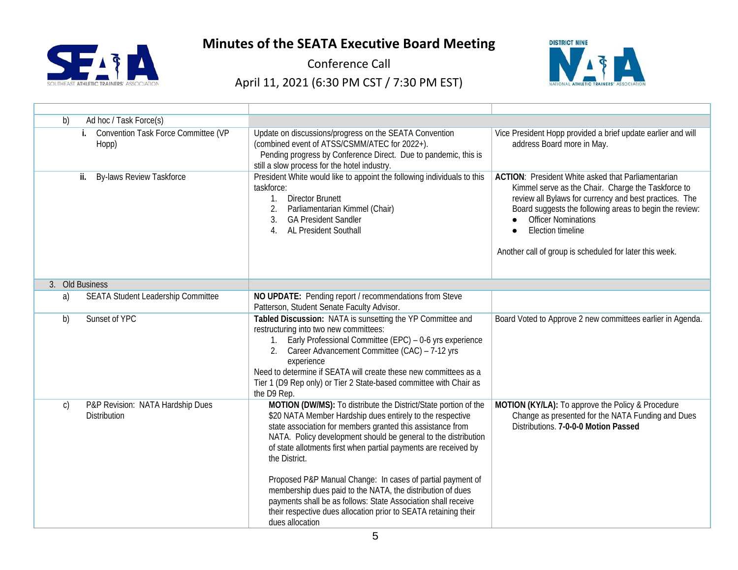# Minutes of the SEATA Executive Board Meeting

Conference Call

April 11, 2021 (6:30 PM CST / 7:30 PM EST)

| | | |
|---|---|---|
| b) Ad hoc / Task Force(s) | | |
| i. Convention Task Force Committee (VP Hopp) | Update on discussions/progress on the SEATA Convention (combined event of ATSS/CSMM/ATEC for 2022+). Pending progress by Conference Direct. Due to pandemic, this is still a slow process for the hotel industry. | Vice President Hopp provided a brief update earlier and will address Board more in May. |
| ii. By-laws Review Taskforce | President White would like to appoint the following individuals to this taskforce:<br>1. Director Brunett<br>2. Parliamentarian Kimmel (Chair)<br>3. GA President Sandler<br>4. AL President Southall | **ACTION**: President White asked that Parliamentarian Kimmel serve as the Chair. Charge the Taskforce to review all Bylaws for currency and best practices. The Board suggests the following areas to begin the review:<br>● Officer Nominations<br>● Election timeline<br><br>Another call of group is scheduled for later this week. |
| 3. Old Business | | |
| a) SEATA Student Leadership Committee | **NO UPDATE:** Pending report / recommendations from Steve Patterson, Student Senate Faculty Advisor. | |
| b) Sunset of YPC | **Tabled Discussion:** NATA is sunsetting the YP Committee and restructuring into two new committees:<br>1. Early Professional Committee (EPC) – 0-6 yrs experience<br>2. Career Advancement Committee (CAC) – 7-12 yrs experience<br>Need to determine if SEATA will create these new committees as a Tier 1 (D9 Rep only) or Tier 2 State-based committee with Chair as the D9 Rep. | Board Voted to Approve 2 new committees earlier in Agenda. |
| c) P&P Revision: NATA Hardship Dues Distribution | **MOTION (DW/MS):** To distribute the District/State portion of the $20 NATA Member Hardship dues entirely to the respective state association for members granted this assistance from NATA. Policy development should be general to the distribution of state allotments first when partial payments are received by the District.<br><br>Proposed P&P Manual Change: In cases of partial payment of membership dues paid to the NATA, the distribution of dues payments shall be as follows: State Association shall receive their respective dues allocation prior to SEATA retaining their dues allocation | **MOTION (KY/LA):** To approve the Policy & Procedure Change as presented for the NATA Funding and Dues Distributions. **7-0-0-0 Motion Passed** |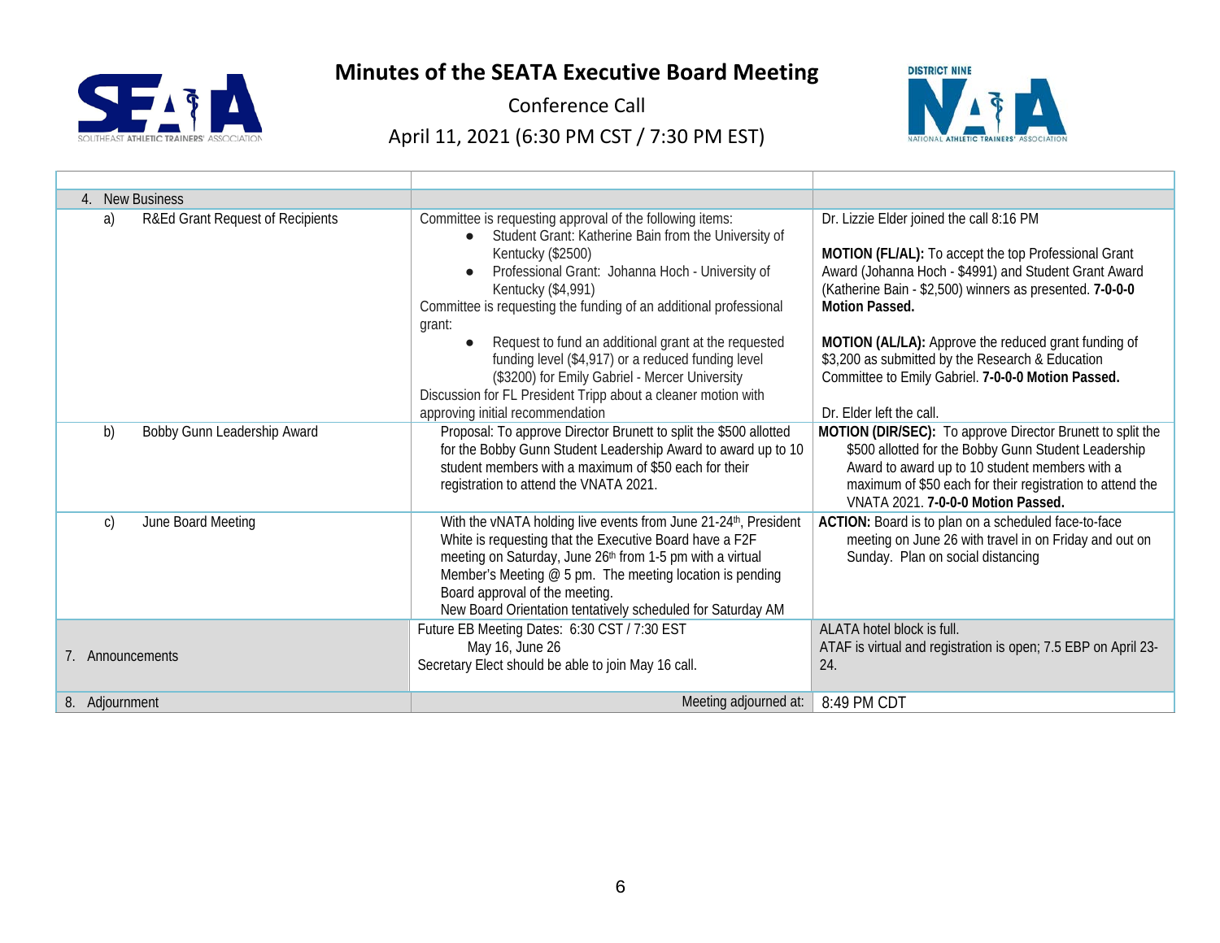# Minutes of the SEATA Executive Board Meeting

Conference Call

April 11, 2021 (6:30 PM CST / 7:30 PM EST)

| | | |
|---|---|---|
| 4. New Business | | |
| a) R&Ed Grant Request of Recipients | Committee is requesting approval of the following items:<br>● Student Grant: Katherine Bain from the University of Kentucky ($2500)<br>● Professional Grant: Johanna Hoch - University of Kentucky ($4,991)<br>Committee is requesting the funding of an additional professional grant:<br>● Request to fund an additional grant at the requested funding level ($4,917) or a reduced funding level ($3200) for Emily Gabriel - Mercer University<br>Discussion for FL President Tripp about a cleaner motion with approving initial recommendation | Dr. Lizzie Elder joined the call 8:16 PM<br><br>**MOTION (FL/AL):** To accept the top Professional Grant Award (Johanna Hoch - $4991) and Student Grant Award (Katherine Bain - $2,500) winners as presented. **7-0-0-0 Motion Passed.**<br><br>**MOTION (AL/LA):** Approve the reduced grant funding of $3,200 as submitted by the Research & Education Committee to Emily Gabriel. **7-0-0-0 Motion Passed.**<br><br>Dr. Elder left the call. |
| b) Bobby Gunn Leadership Award | Proposal: To approve Director Brunett to split the $500 allotted for the Bobby Gunn Student Leadership Award to award up to 10 student members with a maximum of $50 each for their registration to attend the VNATA 2021. | **MOTION (DIR/SEC):** To approve Director Brunett to split the $500 allotted for the Bobby Gunn Student Leadership Award to award up to 10 student members with a maximum of $50 each for their registration to attend the VNATA 2021. **7-0-0-0 Motion Passed.** |
| c) June Board Meeting | With the vNATA holding live events from June 21-24th, President White is requesting that the Executive Board have a F2F meeting on Saturday, June 26th from 1-5 pm with a virtual Member's Meeting @ 5 pm. The meeting location is pending Board approval of the meeting.<br>New Board Orientation tentatively scheduled for Saturday AM | **ACTION:** Board is to plan on a scheduled face-to-face meeting on June 26 with travel in on Friday and out on Sunday. Plan on social distancing |
| 7. Announcements | Future EB Meeting Dates: 6:30 CST / 7:30 EST<br>May 16, June 26<br>Secretary Elect should be able to join May 16 call. | ALATA hotel block is full.<br>ATAF is virtual and registration is open; 7.5 EBP on April 23-24. |
| 8. Adjournment | Meeting adjourned at: | 8:49 PM CDT |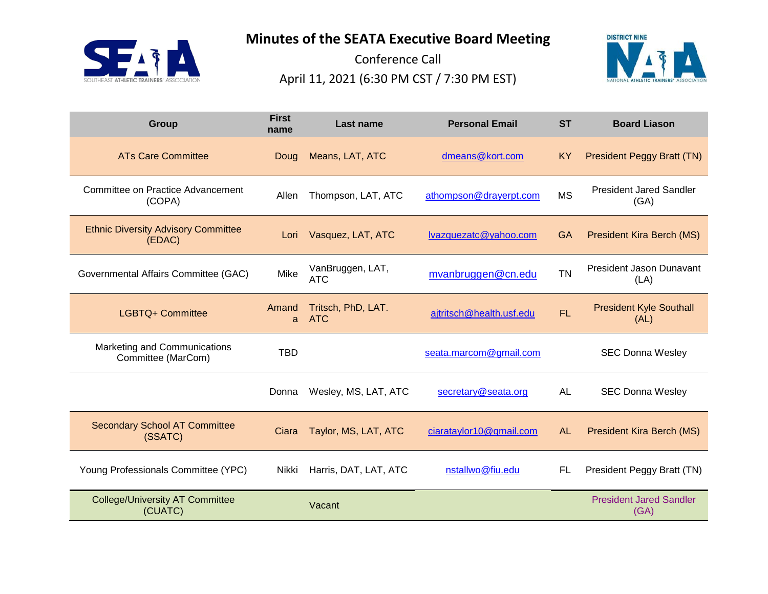# Minutes of the SEATA Executive Board Meeting

Conference Call

April 11, 2021 (6:30 PM CST / 7:30 PM EST)

| Group | First name | Last name | Personal Email | ST | Board Liason |
|---|---|---|---|---|---|
| ATs Care Committee | Doug | Means, LAT, ATC | dmeans@kort.com | KY | President Peggy Bratt (TN) |
| Committee on Practice Advancement (COPA) | Allen | Thompson, LAT, ATC | athompson@drayerpt.com | MS | President Jared Sandler (GA) |
| Ethnic Diversity Advisory Committee (EDAC) | Lori | Vasquez, LAT, ATC | lvazquezatc@yahoo.com | GA | President Kira Berch (MS) |
| Governmental Affairs Committee (GAC) | Mike | VanBruggen, LAT, ATC | mvanbruggen@cn.edu | TN | President Jason Dunavant (LA) |
| LGBTQ+ Committee | Amanda | Tritsch, PhD, LAT. ATC | ajtritsch@health.usf.edu | FL | President Kyle Southall (AL) |
| Marketing and Communications Committee (MarCom) | TBD | | seata.marcom@gmail.com | | SEC Donna Wesley |
| | Donna | Wesley, MS, LAT, ATC | secretary@seata.org | AL | SEC Donna Wesley |
| Secondary School AT Committee (SSATC) | Ciara | Taylor, MS, LAT, ATC | ciarataylor10@gmail.com | AL | President Kira Berch (MS) |
| Young Professionals Committee (YPC) | Nikki | Harris, DAT, LAT, ATC | nstallwo@fiu.edu | FL | President Peggy Bratt (TN) |
| College/University AT Committee (CUATC) | | Vacant | | | President Jared Sandler (GA) |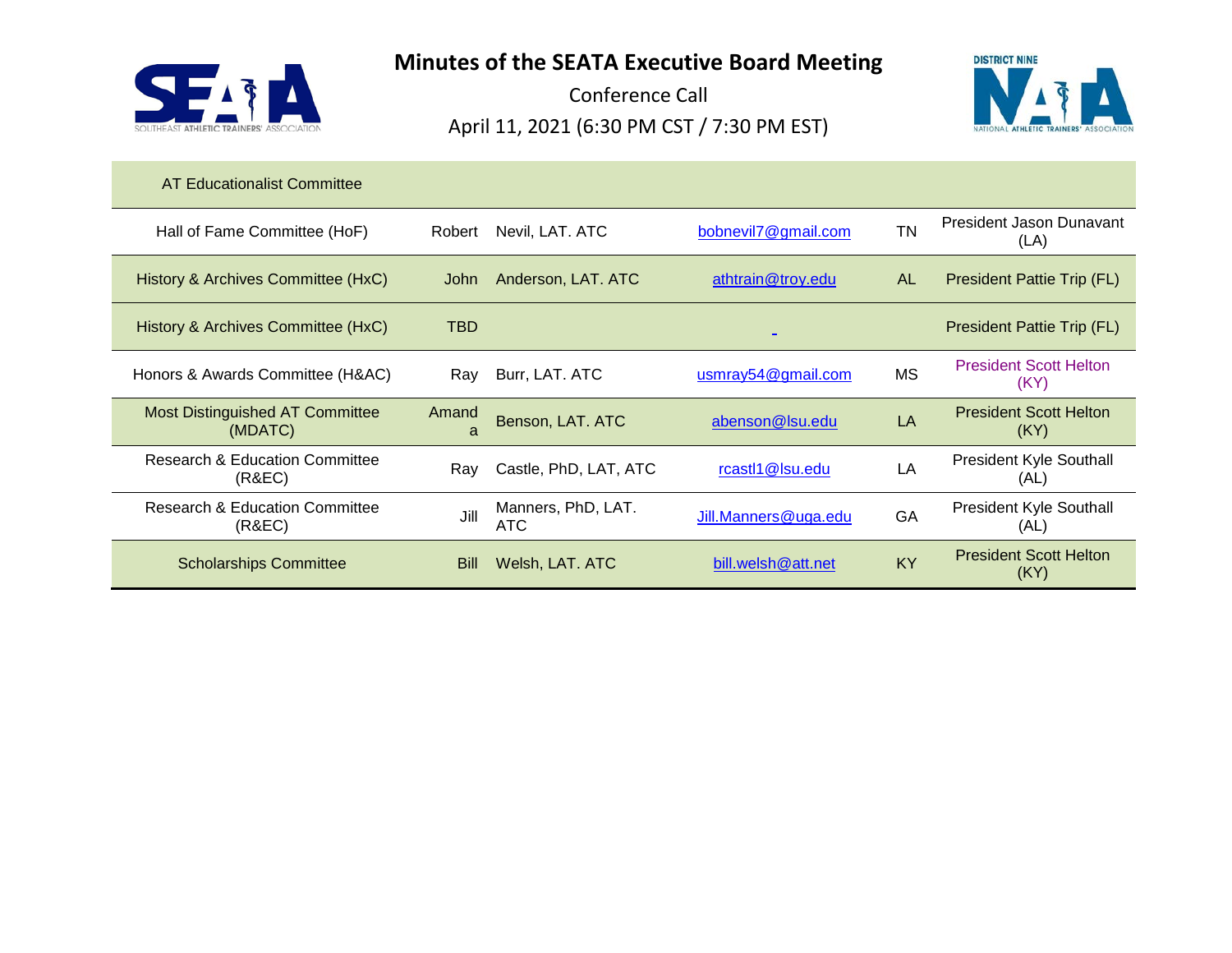# Minutes of the SEATA Executive Board Meeting

Conference Call

April 11, 2021 (6:30 PM CST / 7:30 PM EST)

| | | | | | |
|---|---|---|---|---|---|
| AT Educationalist Committee | | | | | |
| Hall of Fame Committee (HoF) | Robert | Nevil, LAT. ATC | bobnevil7@gmail.com | TN | President Jason Dunavant (LA) |
| History & Archives Committee (HxC) | John | Anderson, LAT. ATC | athtrain@troy.edu | AL | President Pattie Trip (FL) |
| History & Archives Committee (HxC) | TBD | | | | President Pattie Trip (FL) |
| Honors & Awards Committee (H&AC) | Ray | Burr, LAT. ATC | usmray54@gmail.com | MS | President Scott Helton (KY) |
| Most Distinguished AT Committee (MDATC) | Amanda | Benson, LAT. ATC | abenson@lsu.edu | LA | President Scott Helton (KY) |
| Research & Education Committee (R&EC) | Ray | Castle, PhD, LAT, ATC | rcastl1@lsu.edu | LA | President Kyle Southall (AL) |
| Research & Education Committee (R&EC) | Jill | Manners, PhD, LAT. ATC | Jill.Manners@uga.edu | GA | President Kyle Southall (AL) |
| Scholarships Committee | Bill | Welsh, LAT. ATC | bill.welsh@att.net | KY | President Scott Helton (KY) |